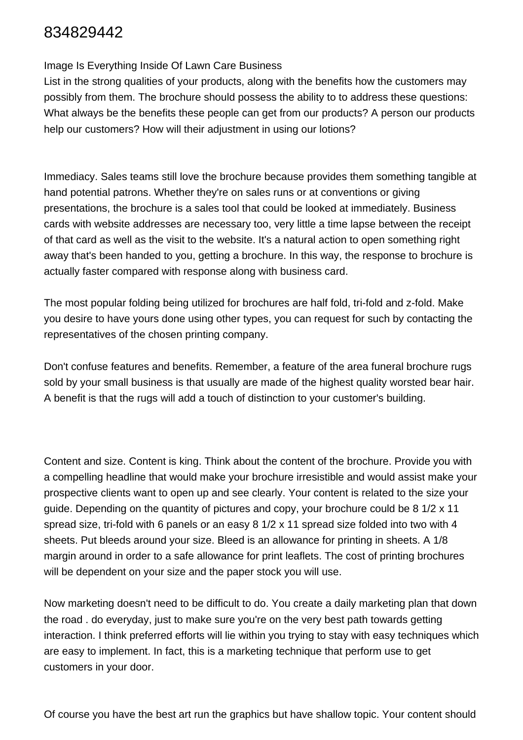# 834829442

Image Is Everything Inside Of Lawn Care Business

List in the strong qualities of your products, along with the benefits how the customers may possibly from them. The brochure should possess the ability to to address these questions: What always be the benefits these people can get from our products? A person our products help our customers? How will their adjustment in using our lotions?

Immediacy. Sales teams still love the brochure because provides them something tangible at hand potential patrons. Whether they're on sales runs or at conventions or giving presentations, the brochure is a sales tool that could be looked at immediately. Business cards with website addresses are necessary too, very little a time lapse between the receipt of that card as well as the visit to the website. It's a natural action to open something right away that's been handed to you, getting a brochure. In this way, the response to brochure is actually faster compared with response along with business card.

The most popular folding being utilized for brochures are half fold, tri-fold and z-fold. Make you desire to have yours done using other types, you can request for such by contacting the representatives of the chosen printing company.

Don't confuse features and benefits. Remember, a feature of the area funeral brochure rugs sold by your small business is that usually are made of the highest quality worsted bear hair. A benefit is that the rugs will add a touch of distinction to your customer's building.

Content and size. Content is king. Think about the content of the brochure. Provide you with a compelling headline that would make your brochure irresistible and would assist make your prospective clients want to open up and see clearly. Your content is related to the size your guide. Depending on the quantity of pictures and copy, your brochure could be 8 1/2 x 11 spread size, tri-fold with 6 panels or an easy 8 1/2 x 11 spread size folded into two with 4 sheets. Put bleeds around your size. Bleed is an allowance for printing in sheets. A 1/8 margin around in order to a safe allowance for print leaflets. The cost of printing brochures will be dependent on your size and the paper stock you will use.

Now marketing doesn't need to be difficult to do. You create a daily marketing plan that down the road . do everyday, just to make sure you're on the very best path towards getting interaction. I think preferred efforts will lie within you trying to stay with easy techniques which are easy to implement. In fact, this is a marketing technique that perform use to get customers in your door.

Of course you have the best art run the graphics but have shallow topic. Your content should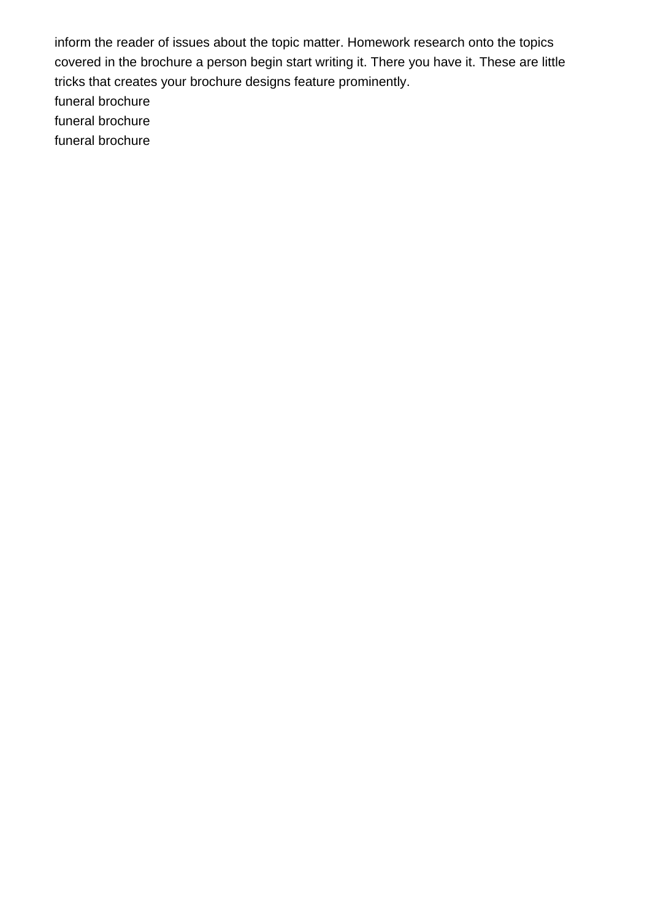inform the reader of issues about the topic matter. Homework research onto the topics covered in the brochure a person begin start writing it. There you have it. These are little tricks that creates your brochure designs feature prominently.

funeral brochure

funeral brochure

funeral brochure